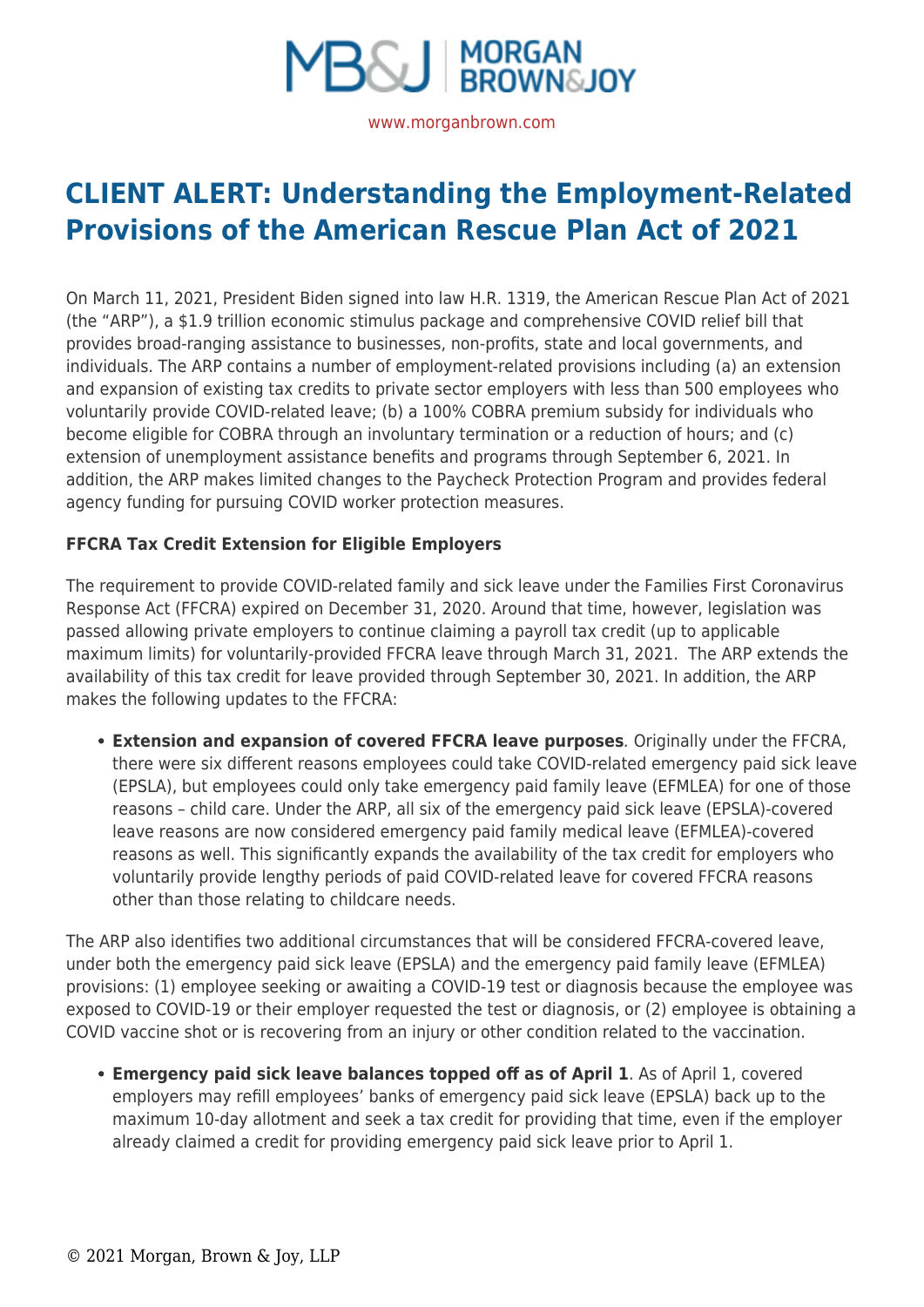# CLIENT ALERT: Understanding the Employment-Related Provisions of the American Rescue Plan Act of 2021

On March 11, 2021, President Biden signed into law H.R. 1319, the American Rescue Plan Act of 2021 (the "ARP"), a $1.9 trillion economic stimulus package and comprehensive COVID relief bill that provides broad-ranging assistance to businesses, non-profits, state and local governments, and individuals. The ARP contains a number of employment-related provisions including (a) an extension and expansion of existing tax credits to private sector employers with less than 500 employees who voluntarily provide COVID-related leave; (b) a 100% COBRA premium subsidy for individuals who become eligible for COBRA through an involuntary termination or a reduction of hours; and (c) extension of unemployment assistance benefits and programs through September 6, 2021. In addition, the ARP makes limited changes to the Paycheck Protection Program and provides federal agency funding for pursuing COVID worker protection measures.

**FFCRA Tax Credit Extension for Eligible Employers**

The requirement to provide COVID-related family and sick leave under the Families First Coronavirus Response Act (FFCRA) expired on December 31, 2020. Around that time, however, legislation was passed allowing private employers to continue claiming a payroll tax credit (up to applicable maximum limits) for voluntarily-provided FFCRA leave through March 31, 2021. The ARP extends the availability of this tax credit for leave provided through September 30, 2021. In addition, the ARP makes the following updates to the FFCRA:

- **Extension and expansion of covered FFCRA leave purposes**. Originally under the FFCRA, there were six different reasons employees could take COVID-related emergency paid sick leave (EPSLA), but employees could only take emergency paid family leave (EFMLEA) for one of those reasons – child care. Under the ARP, all six of the emergency paid sick leave (EPSLA)-covered leave reasons are now considered emergency paid family medical leave (EFMLEA)-covered reasons as well. This significantly expands the availability of the tax credit for employers who voluntarily provide lengthy periods of paid COVID-related leave for covered FFCRA reasons other than those relating to childcare needs.

The ARP also identifies two additional circumstances that will be considered FFCRA-covered leave, under both the emergency paid sick leave (EPSLA) and the emergency paid family leave (EFMLEA) provisions: (1) employee seeking or awaiting a COVID-19 test or diagnosis because the employee was exposed to COVID-19 or their employer requested the test or diagnosis, or (2) employee is obtaining a COVID vaccine shot or is recovering from an injury or other condition related to the vaccination.

- **Emergency paid sick leave balances topped off as of April 1**. As of April 1, covered employers may refill employees' banks of emergency paid sick leave (EPSLA) back up to the maximum 10-day allotment and seek a tax credit for providing that time, even if the employer already claimed a credit for providing emergency paid sick leave prior to April 1.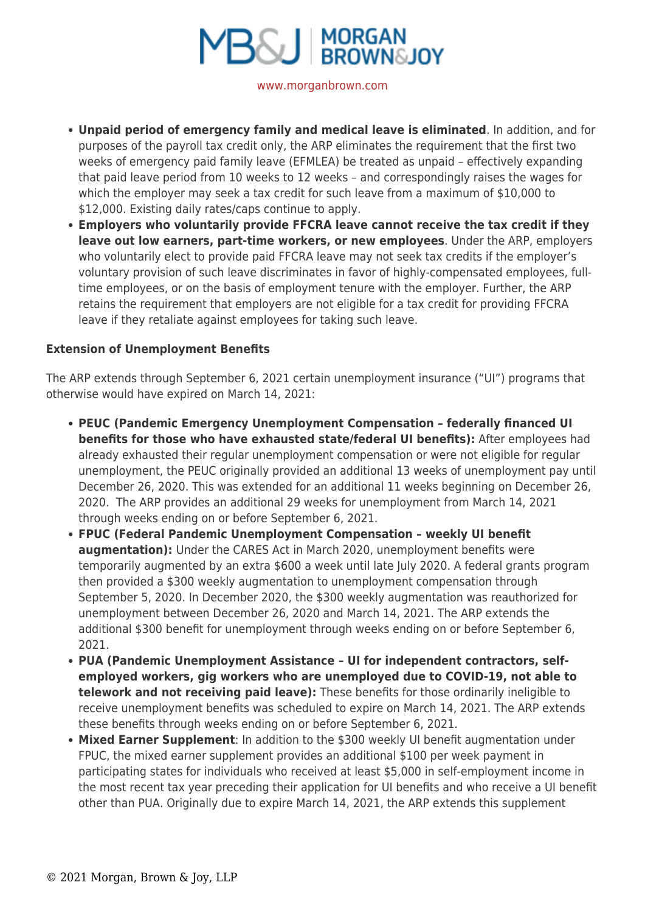- **Unpaid period of emergency family and medical leave is eliminated**. In addition, and for purposes of the payroll tax credit only, the ARP eliminates the requirement that the first two weeks of emergency paid family leave (EFMLEA) be treated as unpaid – effectively expanding that paid leave period from 10 weeks to 12 weeks – and correspondingly raises the wages for which the employer may seek a tax credit for such leave from a maximum of $10,000 to $12,000. Existing daily rates/caps continue to apply.
- **Employers who voluntarily provide FFCRA leave cannot receive the tax credit if they leave out low earners, part-time workers, or new employees**. Under the ARP, employers who voluntarily elect to provide paid FFCRA leave may not seek tax credits if the employer's voluntary provision of such leave discriminates in favor of highly-compensated employees, full-time employees, or on the basis of employment tenure with the employer. Further, the ARP retains the requirement that employers are not eligible for a tax credit for providing FFCRA leave if they retaliate against employees for taking such leave.

**Extension of Unemployment Benefits**

The ARP extends through September 6, 2021 certain unemployment insurance ("UI") programs that otherwise would have expired on March 14, 2021:

- **PEUC (Pandemic Emergency Unemployment Compensation – federally financed UI benefits for those who have exhausted state/federal UI benefits):** After employees had already exhausted their regular unemployment compensation or were not eligible for regular unemployment, the PEUC originally provided an additional 13 weeks of unemployment pay until December 26, 2020. This was extended for an additional 11 weeks beginning on December 26, 2020. The ARP provides an additional 29 weeks for unemployment from March 14, 2021 through weeks ending on or before September 6, 2021.
- **FPUC (Federal Pandemic Unemployment Compensation – weekly UI benefit augmentation):** Under the CARES Act in March 2020, unemployment benefits were temporarily augmented by an extra $600 a week until late July 2020. A federal grants program then provided a $300 weekly augmentation to unemployment compensation through September 5, 2020. In December 2020, the $300 weekly augmentation was reauthorized for unemployment between December 26, 2020 and March 14, 2021. The ARP extends the additional $300 benefit for unemployment through weeks ending on or before September 6, 2021.
- **PUA (Pandemic Unemployment Assistance – UI for independent contractors, self-employed workers, gig workers who are unemployed due to COVID-19, not able to telework and not receiving paid leave):** These benefits for those ordinarily ineligible to receive unemployment benefits was scheduled to expire on March 14, 2021. The ARP extends these benefits through weeks ending on or before September 6, 2021.
- **Mixed Earner Supplement**: In addition to the $300 weekly UI benefit augmentation under FPUC, the mixed earner supplement provides an additional $100 per week payment in participating states for individuals who received at least $5,000 in self-employment income in the most recent tax year preceding their application for UI benefits and who receive a UI benefit other than PUA. Originally due to expire March 14, 2021, the ARP extends this supplement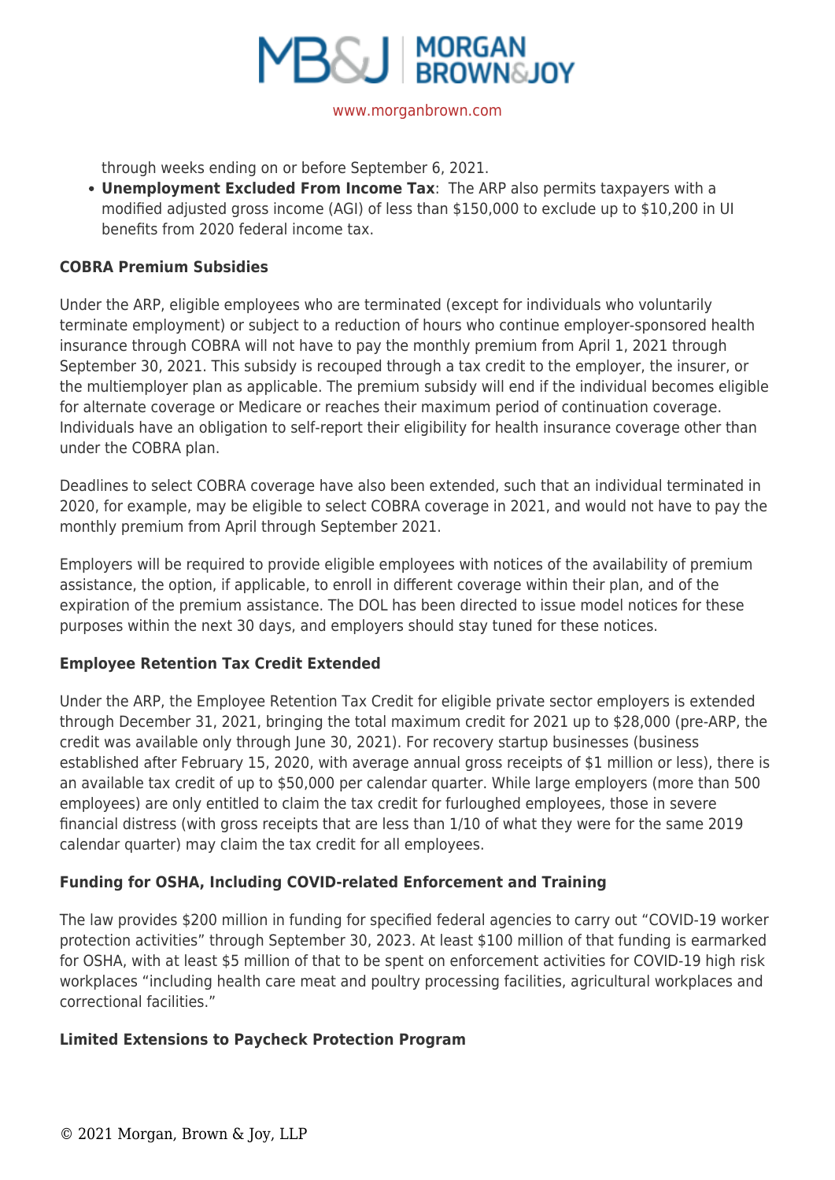through weeks ending on or before September 6, 2021.

- **Unemployment Excluded From Income Tax**: The ARP also permits taxpayers with a modified adjusted gross income (AGI) of less than $150,000 to exclude up to $10,200 in UI benefits from 2020 federal income tax.

**COBRA Premium Subsidies**

Under the ARP, eligible employees who are terminated (except for individuals who voluntarily terminate employment) or subject to a reduction of hours who continue employer-sponsored health insurance through COBRA will not have to pay the monthly premium from April 1, 2021 through September 30, 2021. This subsidy is recouped through a tax credit to the employer, the insurer, or the multiemployer plan as applicable. The premium subsidy will end if the individual becomes eligible for alternate coverage or Medicare or reaches their maximum period of continuation coverage. Individuals have an obligation to self-report their eligibility for health insurance coverage other than under the COBRA plan.

Deadlines to select COBRA coverage have also been extended, such that an individual terminated in 2020, for example, may be eligible to select COBRA coverage in 2021, and would not have to pay the monthly premium from April through September 2021.

Employers will be required to provide eligible employees with notices of the availability of premium assistance, the option, if applicable, to enroll in different coverage within their plan, and of the expiration of the premium assistance. The DOL has been directed to issue model notices for these purposes within the next 30 days, and employers should stay tuned for these notices.

**Employee Retention Tax Credit Extended**

Under the ARP, the Employee Retention Tax Credit for eligible private sector employers is extended through December 31, 2021, bringing the total maximum credit for 2021 up to $28,000 (pre-ARP, the credit was available only through June 30, 2021). For recovery startup businesses (business established after February 15, 2020, with average annual gross receipts of $1 million or less), there is an available tax credit of up to $50,000 per calendar quarter. While large employers (more than 500 employees) are only entitled to claim the tax credit for furloughed employees, those in severe financial distress (with gross receipts that are less than 1/10 of what they were for the same 2019 calendar quarter) may claim the tax credit for all employees.

**Funding for OSHA, Including COVID-related Enforcement and Training**

The law provides $200 million in funding for specified federal agencies to carry out "COVID-19 worker protection activities" through September 30, 2023. At least $100 million of that funding is earmarked for OSHA, with at least $5 million of that to be spent on enforcement activities for COVID-19 high risk workplaces "including health care meat and poultry processing facilities, agricultural workplaces and correctional facilities."

**Limited Extensions to Paycheck Protection Program**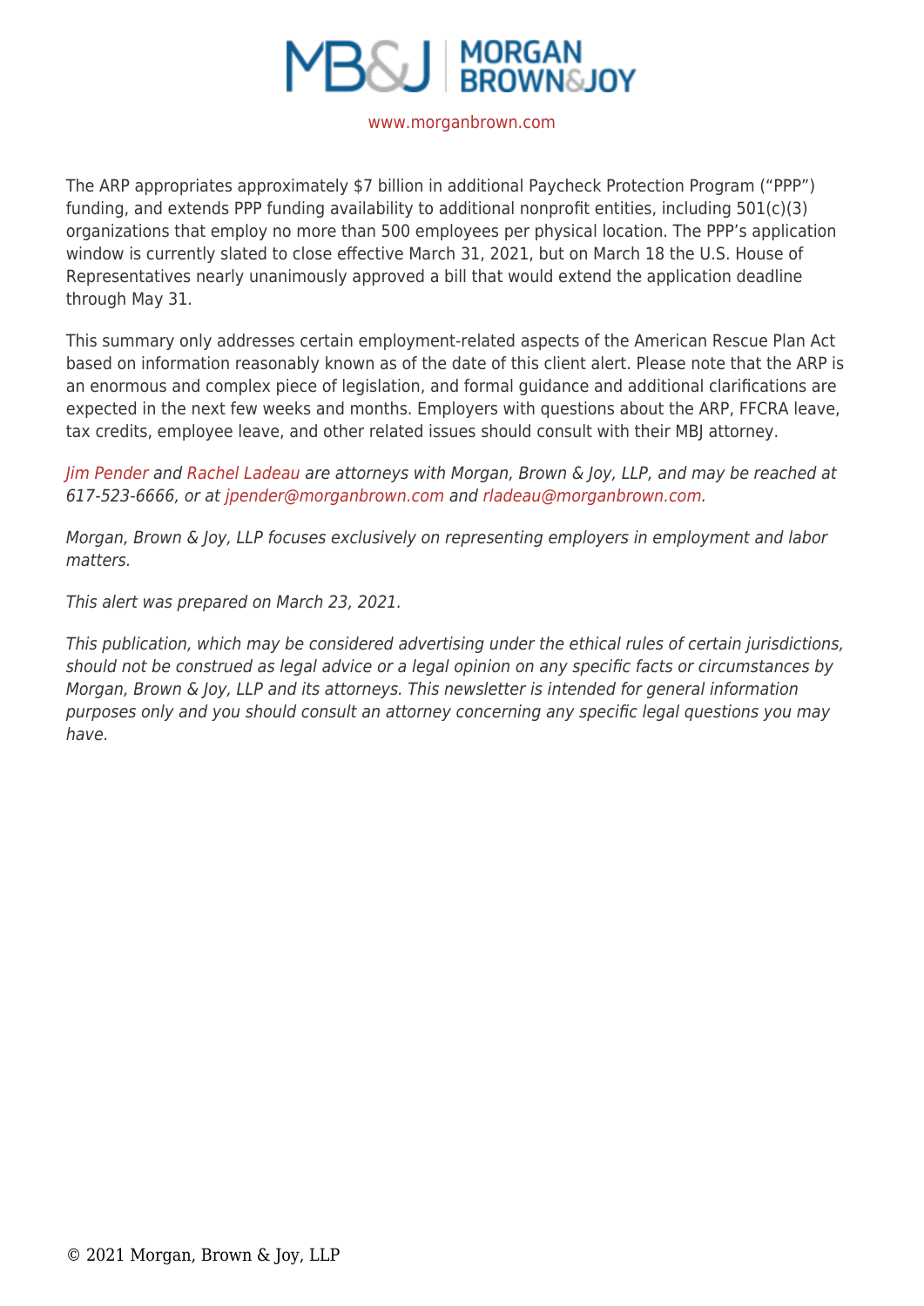The ARP appropriates approximately $7 billion in additional Paycheck Protection Program ("PPP") funding, and extends PPP funding availability to additional nonprofit entities, including 501(c)(3) organizations that employ no more than 500 employees per physical location. The PPP's application window is currently slated to close effective March 31, 2021, but on March 18 the U.S. House of Representatives nearly unanimously approved a bill that would extend the application deadline through May 31.

This summary only addresses certain employment-related aspects of the American Rescue Plan Act based on information reasonably known as of the date of this client alert. Please note that the ARP is an enormous and complex piece of legislation, and formal guidance and additional clarifications are expected in the next few weeks and months. Employers with questions about the ARP, FFCRA leave, tax credits, employee leave, and other related issues should consult with their MBJ attorney.

*Jim Pender and Rachel Ladeau are attorneys with Morgan, Brown & Joy, LLP, and may be reached at 617-523-6666, or at jpender@morganbrown.com and rladeau@morganbrown.com.*

*Morgan, Brown & Joy, LLP focuses exclusively on representing employers in employment and labor matters.*

*This alert was prepared on March 23, 2021.*

*This publication, which may be considered advertising under the ethical rules of certain jurisdictions, should not be construed as legal advice or a legal opinion on any specific facts or circumstances by Morgan, Brown & Joy, LLP and its attorneys. This newsletter is intended for general information purposes only and you should consult an attorney concerning any specific legal questions you may have.*